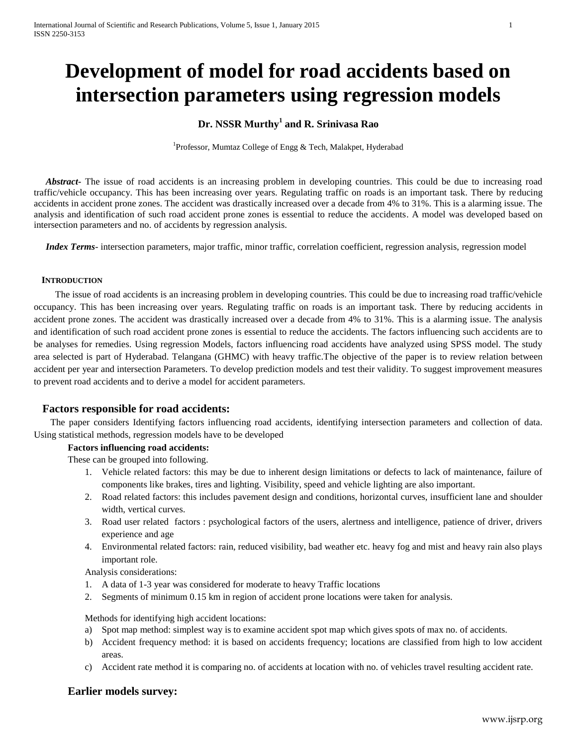# Development of model for road accidents based on intersection parameters using regression models

**Dr. NSSR Murthy[1] and R. Srinivasa Rao**

[1]Professor, Mumtaz College of Engg & Tech, Malakpet, Hyderabad

***Abstract***- The issue of road accidents is an increasing problem in developing countries. This could be due to increasing road traffic/vehicle occupancy. This has been increasing over years. Regulating traffic on roads is an important task. There by reducing accidents in accident prone zones. The accident was drastically increased over a decade from 4% to 31%. This is a alarming issue. The analysis and identification of such road accident prone zones is essential to reduce the accidents. A model was developed based on intersection parameters and no. of accidents by regression analysis.

***Index Terms***- intersection parameters, major traffic, minor traffic, correlation coefficient, regression analysis, regression model

## INTRODUCTION

The issue of road accidents is an increasing problem in developing countries. This could be due to increasing road traffic/vehicle occupancy. This has been increasing over years. Regulating traffic on roads is an important task. There by reducing accidents in accident prone zones. The accident was drastically increased over a decade from 4% to 31%. This is a alarming issue. The analysis and identification of such road accident prone zones is essential to reduce the accidents. The factors influencing such accidents are to be analyses for remedies. Using regression Models, factors influencing road accidents have analyzed using SPSS model. The study area selected is part of Hyderabad. Telangana (GHMC) with heavy traffic.The objective of the paper is to review relation between accident per year and intersection Parameters. To develop prediction models and test their validity. To suggest improvement measures to prevent road accidents and to derive a model for accident parameters.

## Factors responsible for road accidents:

The paper considers Identifying factors influencing road accidents, identifying intersection parameters and collection of data. Using statistical methods, regression models have to be developed

**Factors influencing road accidents:**

These can be grouped into following.

1. Vehicle related factors: this may be due to inherent design limitations or defects to lack of maintenance, failure of components like brakes, tires and lighting. Visibility, speed and vehicle lighting are also important.
2. Road related factors: this includes pavement design and conditions, horizontal curves, insufficient lane and shoulder width, vertical curves.
3. Road user related factors : psychological factors of the users, alertness and intelligence, patience of driver, drivers experience and age
4. Environmental related factors: rain, reduced visibility, bad weather etc. heavy fog and mist and heavy rain also plays important role.

Analysis considerations:

1. A data of 1-3 year was considered for moderate to heavy Traffic locations
2. Segments of minimum 0.15 km in region of accident prone locations were taken for analysis.

Methods for identifying high accident locations:

a) Spot map method: simplest way is to examine accident spot map which gives spots of max no. of accidents.
b) Accident frequency method: it is based on accidents frequency; locations are classified from high to low accident areas.
c) Accident rate method it is comparing no. of accidents at location with no. of vehicles travel resulting accident rate.

## Earlier models survey: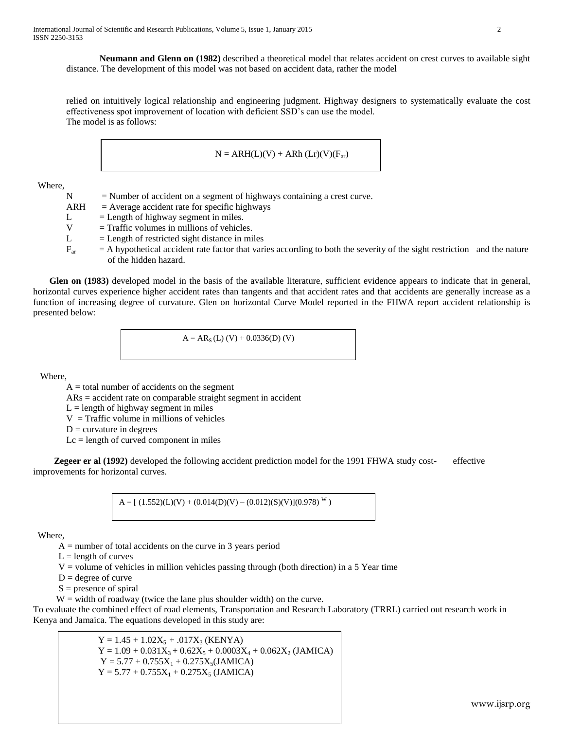**Neumann and Glenn on (1982)** described a theoretical model that relates accident on crest curves to available sight distance. The development of this model was not based on accident data, rather the model

relied on intuitively logical relationship and engineering judgment. Highway designers to systematically evaluate the cost effectiveness spot improvement of location with deficient SSD's can use the model.
The model is as follows:

$$N = ARH(L)(V) + ARh\,(Lr)(V)(F_{ar})$$

Where,

- N = Number of accident on a segment of highways containing a crest curve.
- ARH = Average accident rate for specific highways
- L = Length of highway segment in miles.
- V = Traffic volumes in millions of vehicles.
- L = Length of restricted sight distance in miles
- $F_{ar}$ = A hypothetical accident rate factor that varies according to both the severity of the sight restriction and the nature of the hidden hazard.

**Glen on (1983)** developed model in the basis of the available literature, sufficient evidence appears to indicate that in general, horizontal curves experience higher accident rates than tangents and that accident rates and that accidents are generally increase as a function of increasing degree of curvature. Glen on horizontal Curve Model reported in the FHWA report accident relationship is presented below:

$$A = AR_S\,(L)\,(V) + 0.0336(D)\,(V)$$

Where,

- A = total number of accidents on the segment
- ARs = accident rate on comparable straight segment in accident
- L = length of highway segment in miles
- V = Traffic volume in millions of vehicles
- D = curvature in degrees
- Lc = length of curved component in miles

**Zegeer er al (1992)** developed the following accident prediction model for the 1991 FHWA study cost- effective improvements for horizontal curves.

$$A = [\,(1.552)(L)(V) + (0.014(D)(V) - (0.012)(S)(V)](0.978)^{W})$$

Where,

- A = number of total accidents on the curve in 3 years period
- L = length of curves
- V = volume of vehicles in million vehicles passing through (both direction) in a 5 Year time
- D = degree of curve
- S = presence of spiral
- W = width of roadway (twice the lane plus shoulder width) on the curve.

To evaluate the combined effect of road elements, Transportation and Research Laboratory (TRRL) carried out research work in Kenya and Jamaica. The equations developed in this study are:

$$Y = 1.45 + 1.02X_5 + .017X_3 \text{ (KENYA)}$$

$$Y = 1.09 + 0.031X_3 + 0.62X_5 + 0.0003X_4 + 0.062X_2 \text{ (JAMICA)}$$

$$Y = 5.77 + 0.755X_1 + 0.275X_5 \text{(JAMICA)}$$

$$Y = 5.77 + 0.755X_1 + 0.275X_5 \text{ (JAMICA)}$$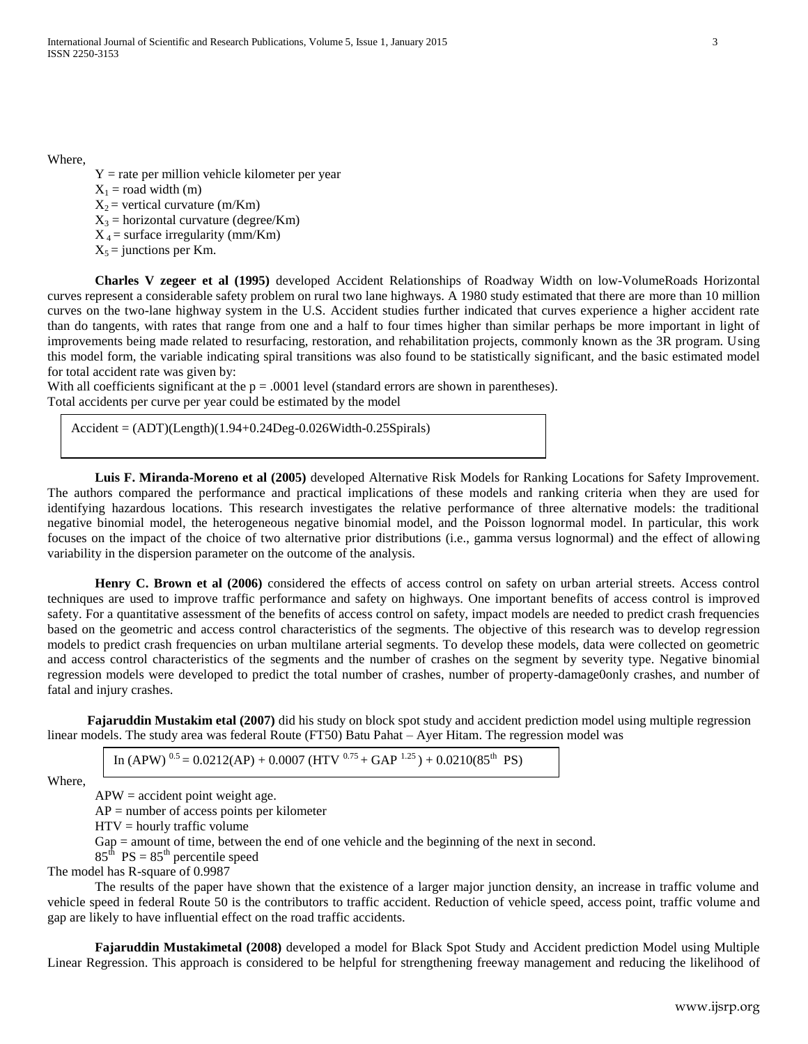Where,

$Y$ = rate per million vehicle kilometer per year
$X_1$ = road width (m)
$X_2$ = vertical curvature (m/Km)
$X_3$ = horizontal curvature (degree/Km)
$X_4$ = surface irregularity (mm/Km)
$X_5$ = junctions per Km.

**Charles V zegeer et al (1995)** developed Accident Relationships of Roadway Width on low-VolumeRoads Horizontal curves represent a considerable safety problem on rural two lane highways. A 1980 study estimated that there are more than 10 million curves on the two-lane highway system in the U.S. Accident studies further indicated that curves experience a higher accident rate than do tangents, with rates that range from one and a half to four times higher than similar perhaps be more important in light of improvements being made related to resurfacing, restoration, and rehabilitation projects, commonly known as the 3R program. Using this model form, the variable indicating spiral transitions was also found to be statistically significant, and the basic estimated model for total accident rate was given by:

With all coefficients significant at the $p = .0001$ level (standard errors are shown in parentheses).
Total accidents per curve per year could be estimated by the model

$$\text{Accident} = (\text{ADT})(\text{Length})(1.94+0.24\text{Deg}-0.026\text{Width}-0.25\text{Spirals})$$

**Luis F. Miranda-Moreno et al (2005)** developed Alternative Risk Models for Ranking Locations for Safety Improvement. The authors compared the performance and practical implications of these models and ranking criteria when they are used for identifying hazardous locations. This research investigates the relative performance of three alternative models: the traditional negative binomial model, the heterogeneous negative binomial model, and the Poisson lognormal model. In particular, this work focuses on the impact of the choice of two alternative prior distributions (i.e., gamma versus lognormal) and the effect of allowing variability in the dispersion parameter on the outcome of the analysis.

**Henry C. Brown et al (2006)** considered the effects of access control on safety on urban arterial streets. Access control techniques are used to improve traffic performance and safety on highways. One important benefits of access control is improved safety. For a quantitative assessment of the benefits of access control on safety, impact models are needed to predict crash frequencies based on the geometric and access control characteristics of the segments. The objective of this research was to develop regression models to predict crash frequencies on urban multilane arterial segments. To develop these models, data were collected on geometric and access control characteristics of the segments and the number of crashes on the segment by severity type. Negative binomial regression models were developed to predict the total number of crashes, number of property-damage0only crashes, and number of fatal and injury crashes.

**Fajaruddin Mustakim etal (2007)** did his study on block spot study and accident prediction model using multiple regression linear models. The study area was federal Route (FT50) Batu Pahat – Ayer Hitam. The regression model was

$$\text{In}\,(\text{APW})^{0.5} = 0.0212(\text{AP}) + 0.0007\,(\text{HTV}^{0.75} + \text{GAP}^{1.25}) + 0.0210(85^{\text{th}}\ \text{PS})$$

Where,

APW = accident point weight age.
AP = number of access points per kilometer
HTV = hourly traffic volume
Gap = amount of time, between the end of one vehicle and the beginning of the next in second.
$85^{th}$ PS = $85^{th}$ percentile speed

The model has R-square of 0.9987

The results of the paper have shown that the existence of a larger major junction density, an increase in traffic volume and vehicle speed in federal Route 50 is the contributors to traffic accident. Reduction of vehicle speed, access point, traffic volume and gap are likely to have influential effect on the road traffic accidents.

**Fajaruddin Mustakimetal (2008)** developed a model for Black Spot Study and Accident prediction Model using Multiple Linear Regression. This approach is considered to be helpful for strengthening freeway management and reducing the likelihood of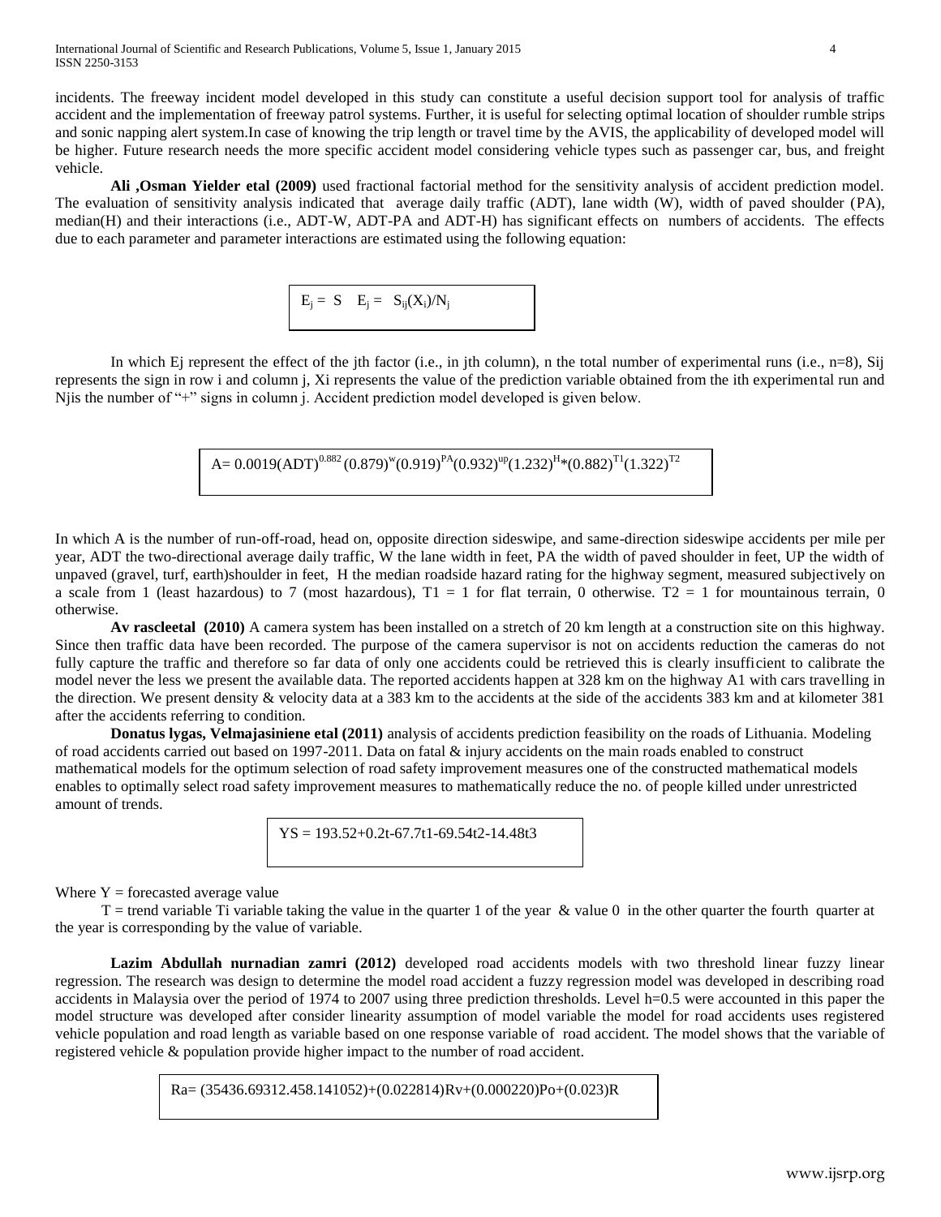incidents. The freeway incident model developed in this study can constitute a useful decision support tool for analysis of traffic accident and the implementation of freeway patrol systems. Further, it is useful for selecting optimal location of shoulder rumble strips and sonic napping alert system.In case of knowing the trip length or travel time by the AVIS, the applicability of developed model will be higher. Future research needs the more specific accident model considering vehicle types such as passenger car, bus, and freight vehicle.

**Ali ,Osman Yielder etal (2009)** used fractional factorial method for the sensitivity analysis of accident prediction model. The evaluation of sensitivity analysis indicated that average daily traffic (ADT), lane width (W), width of paved shoulder (PA), median(H) and their interactions (i.e., ADT-W, ADT-PA and ADT-H) has significant effects on numbers of accidents. The effects due to each parameter and parameter interactions are estimated using the following equation:

$$E_j = S \quad E_j = S_{ij}(X_i)/N_j$$

In which Ej represent the effect of the jth factor (i.e., in jth column), n the total number of experimental runs (i.e., n=8), Sij represents the sign in row i and column j, Xi represents the value of the prediction variable obtained from the ith experimental run and Njis the number of "+" signs in column j. Accident prediction model developed is given below.

$$A= 0.0019(ADT)^{0.882}(0.879)^{w}(0.919)^{PA}(0.932)^{up}(1.232)^{H}*(0.882)^{T1}(1.322)^{T2}$$

In which A is the number of run-off-road, head on, opposite direction sideswipe, and same-direction sideswipe accidents per mile per year, ADT the two-directional average daily traffic, W the lane width in feet, PA the width of paved shoulder in feet, UP the width of unpaved (gravel, turf, earth)shoulder in feet, H the median roadside hazard rating for the highway segment, measured subjectively on a scale from 1 (least hazardous) to 7 (most hazardous), T1 = 1 for flat terrain, 0 otherwise. T2 = 1 for mountainous terrain, 0 otherwise.

**Av rascleetal (2010)** A camera system has been installed on a stretch of 20 km length at a construction site on this highway. Since then traffic data have been recorded. The purpose of the camera supervisor is not on accidents reduction the cameras do not fully capture the traffic and therefore so far data of only one accidents could be retrieved this is clearly insufficient to calibrate the model never the less we present the available data. The reported accidents happen at 328 km on the highway A1 with cars travelling in the direction. We present density & velocity data at a 383 km to the accidents at the side of the accidents 383 km and at kilometer 381 after the accidents referring to condition.

**Donatus lygas, Velmajasiniene etal (2011)** analysis of accidents prediction feasibility on the roads of Lithuania. Modeling of road accidents carried out based on 1997-2011. Data on fatal & injury accidents on the main roads enabled to construct mathematical models for the optimum selection of road safety improvement measures one of the constructed mathematical models enables to optimally select road safety improvement measures to mathematically reduce the no. of people killed under unrestricted amount of trends.

$$YS = 193.52+0.2t-67.7t1-69.54t2-14.48t3$$

Where Y = forecasted average value

T = trend variable Ti variable taking the value in the quarter 1 of the year & value 0 in the other quarter the fourth quarter at the year is corresponding by the value of variable.

**Lazim Abdullah nurnadian zamri (2012)** developed road accidents models with two threshold linear fuzzy linear regression. The research was design to determine the model road accident a fuzzy regression model was developed in describing road accidents in Malaysia over the period of 1974 to 2007 using three prediction thresholds. Level h=0.5 were accounted in this paper the model structure was developed after consider linearity assumption of model variable the model for road accidents uses registered vehicle population and road length as variable based on one response variable of road accident. The model shows that the variable of registered vehicle & population provide higher impact to the number of road accident.

$$Ra= (35436.69312.458.141052)+(0.022814)Rv+(0.000220)Po+(0.023)R$$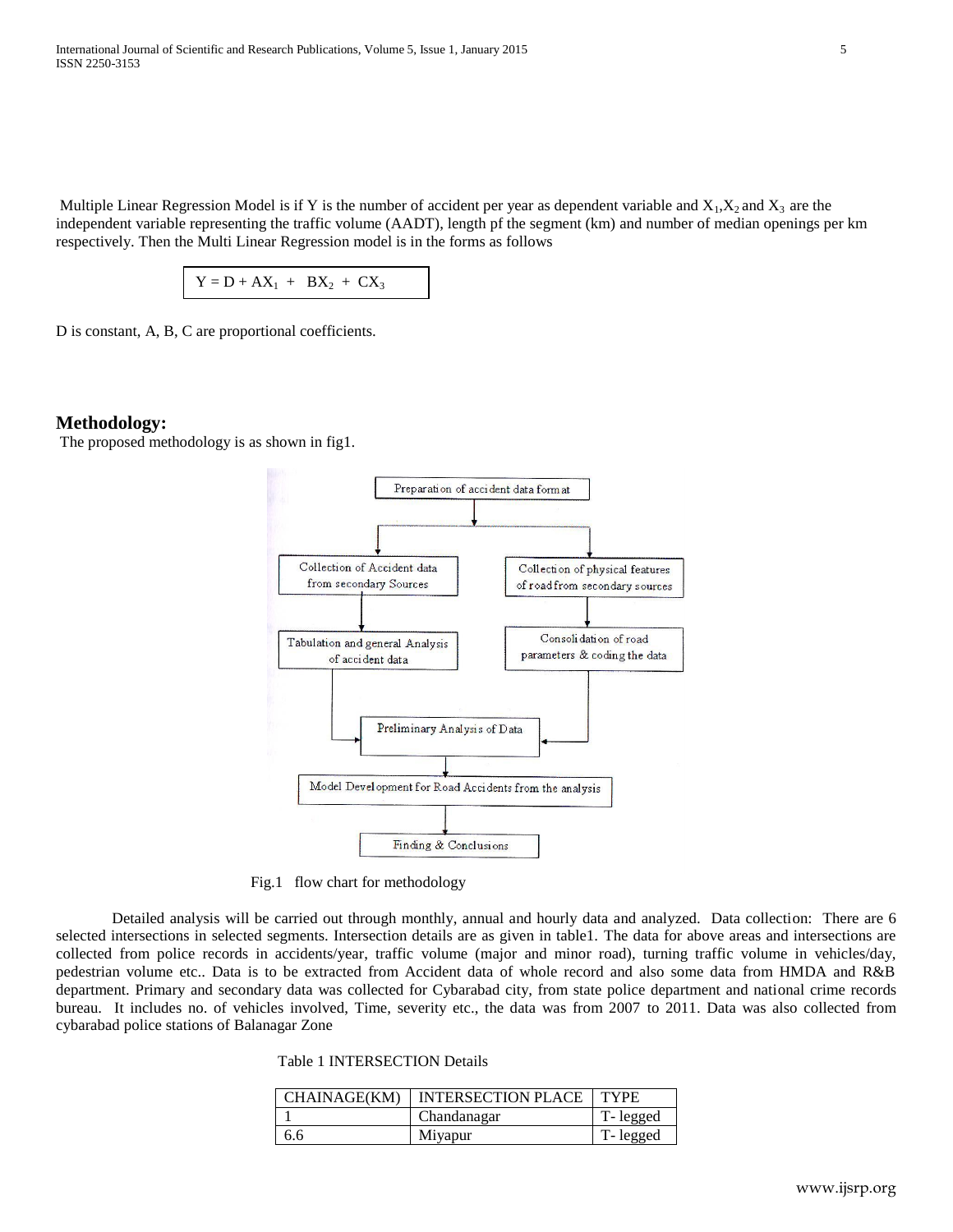Multiple Linear Regression Model is if Y is the number of accident per year as dependent variable and $X_1$,$X_2$ and $X_3$ are the independent variable representing the traffic volume (AADT), length pf the segment (km) and number of median openings per km respectively. Then the Multi Linear Regression model is in the forms as follows

$$Y = D + AX_1 + BX_2 + CX_3$$

D is constant, A, B, C are proportional coefficients.

## Methodology:

The proposed methodology is as shown in fig1.

Preparation of accident data format

Collection of Accident data from secondary Sources

Collection of physical features of road from secondary sources

Tabulation and general Analysis of accident data

Consolidation of road parameters & coding the data

Preliminary Analysis of Data

Model Development for Road Accidents from the analysis

Finding & Conclusions

Fig.1 flow chart for methodology

Detailed analysis will be carried out through monthly, annual and hourly data and analyzed. Data collection: There are 6 selected intersections in selected segments. Intersection details are as given in table1. The data for above areas and intersections are collected from police records in accidents/year, traffic volume (major and minor road), turning traffic volume in vehicles/day, pedestrian volume etc.. Data is to be extracted from Accident data of whole record and also some data from HMDA and R&B department. Primary and secondary data was collected for Cybarabad city, from state police department and national crime records bureau. It includes no. of vehicles involved, Time, severity etc., the data was from 2007 to 2011. Data was also collected from cybarabad police stations of Balanagar Zone

Table 1 INTERSECTION Details

| CHAINAGE(KM) | INTERSECTION PLACE | TYPE |
|---|---|---|
| 1 | Chandanagar | T- legged |
| 6.6 | Miyapur | T- legged |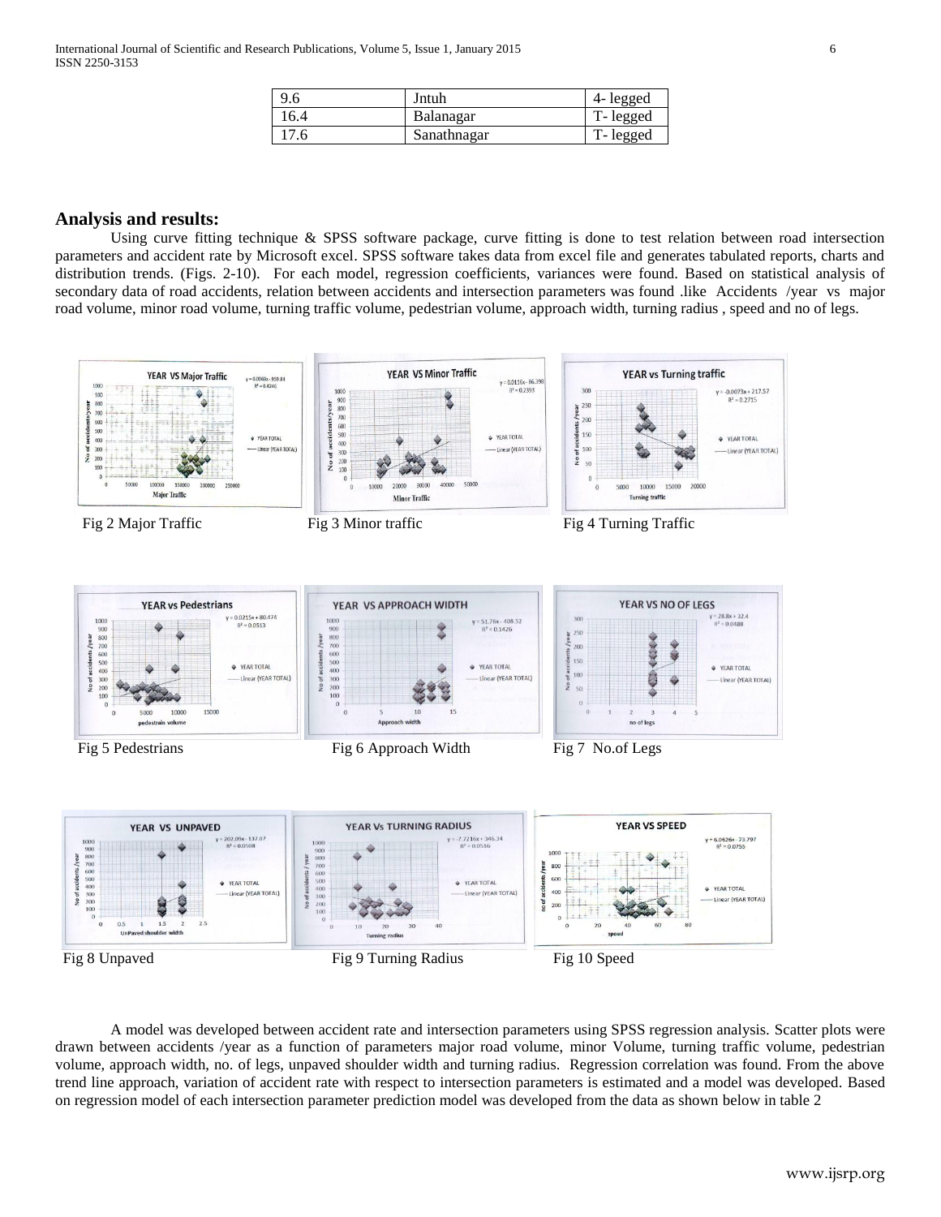| 9.6 | Jntuh | 4- legged |
|---|---|---|
| 16.4 | Balanagar | T- legged |
| 17.6 | Sanathnagar | T- legged |

## Analysis and results:

Using curve fitting technique & SPSS software package, curve fitting is done to test relation between road intersection parameters and accident rate by Microsoft excel. SPSS software takes data from excel file and generates tabulated reports, charts and distribution trends. (Figs. 2-10). For each model, regression coefficients, variances were found. Based on statistical analysis of secondary data of road accidents, relation between accidents and intersection parameters was found .like Accidents /year vs major road volume, minor road volume, turning traffic volume, pedestrian volume, approach width, turning radius , speed and no of legs.

Fig 2 Major Traffic

Fig 3 Minor traffic

Fig 4 Turning Traffic

Fig 5 Pedestrians

Fig 6 Approach Width

Fig 7 No.of Legs

Fig 8 Unpaved

Fig 9 Turning Radius

Fig 10 Speed

A model was developed between accident rate and intersection parameters using SPSS regression analysis. Scatter plots were drawn between accidents /year as a function of parameters major road volume, minor Volume, turning traffic volume, pedestrian volume, approach width, no. of legs, unpaved shoulder width and turning radius. Regression correlation was found. From the above trend line approach, variation of accident rate with respect to intersection parameters is estimated and a model was developed. Based on regression model of each intersection parameter prediction model was developed from the data as shown below in table 2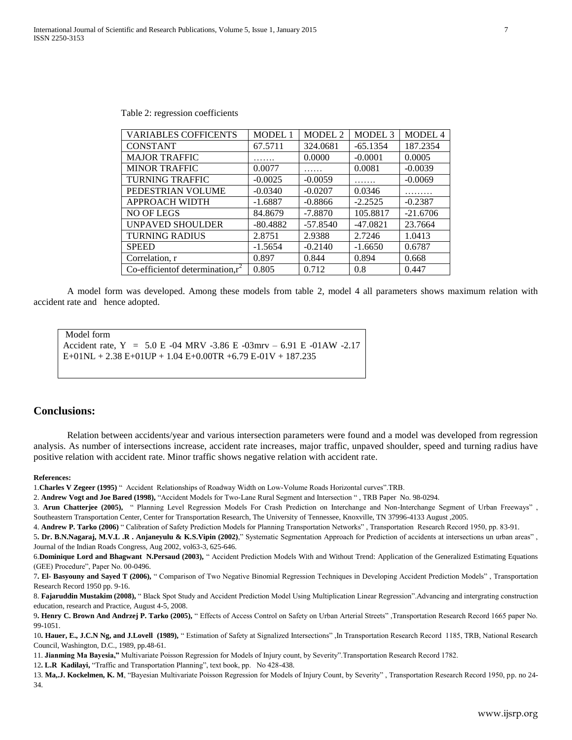Table 2: regression coefficients

| VARIABLES COFFICENTS | MODEL 1 | MODEL 2 | MODEL 3 | MODEL 4 |
|---|---|---|---|---|
| CONSTANT | 67.5711 | 324.0681 | -65.1354 | 187.2354 |
| MAJOR TRAFFIC | ……. | 0.0000 | -0.0001 | 0.0005 |
| MINOR TRAFFIC | 0.0077 | …… | 0.0081 | -0.0039 |
| TURNING TRAFFIC | -0.0025 | -0.0059 | ……. | -0.0069 |
| PEDESTRIAN VOLUME | -0.0340 | -0.0207 | 0.0346 | ……… |
| APPROACH WIDTH | -1.6887 | -0.8866 | -2.2525 | -0.2387 |
| NO OF LEGS | 84.8679 | -7.8870 | 105.8817 | -21.6706 |
| UNPAVED SHOULDER | -80.4882 | -57.8540 | -47.0821 | 23.7664 |
| TURNING RADIUS | 2.8751 | 2.9388 | 2.7246 | 1.0413 |
| SPEED | -1.5654 | -0.2140 | -1.6650 | 0.6787 |
| Correlation, r | 0.897 | 0.844 | 0.894 | 0.668 |
| Co-efficientof determination,$r^2$ | 0.805 | 0.712 | 0.8 | 0.447 |

A model form was developed. Among these models from table 2, model 4 all parameters shows maximum relation with accident rate and hence adopted.

Model form
Accident rate, Y = 5.0 E -04 MRV -3.86 E -03mrv – 6.91 E -01AW -2.17 E+01NL + 2.38 E+01UP + 1.04 E+0.00TR +6.79 E-01V + 187.235

## Conclusions:

Relation between accidents/year and various intersection parameters were found and a model was developed from regression analysis. As number of intersections increase, accident rate increases, major traffic, unpaved shoulder, speed and turning radius have positive relation with accident rate. Minor traffic shows negative relation with accident rate.

**References:**

1.**Charles V Zegeer (1995)** " Accident Relationships of Roadway Width on Low-Volume Roads Horizontal curves".TRB.

2. **Andrew Vogt and Joe Bared (1998),** "Accident Models for Two-Lane Rural Segment and Intersection " , TRB Paper No. 98-0294.

3. **Arun Chatterjee (2005),** " Planning Level Regression Models For Crash Prediction on Interchange and Non-Interchange Segment of Urban Freeways" , Southeastern Transportation Center, Center for Transportation Research, The University of Tennessee, Knoxville, TN 37996-4133 August ,2005.

4. **Andrew P. Tarko (2006)** " Calibration of Safety Prediction Models for Planning Transportation Networks" , Transportation Research Record 1950, pp. 83-91.

5**. Dr. B.N.Nagaraj, M.V.L .R . Anjaneyulu & K.S.Vipin (2002)**," Systematic Segmentation Approach for Prediction of accidents at intersections un urban areas" , Journal of the Indian Roads Congress, Aug 2002, vol63-3, 625-646.

6.**Dominique Lord and Bhagwant N.Persaud (2003),** " Accident Prediction Models With and Without Trend: Application of the Generalized Estimating Equations (GEE) Procedure", Paper No. 00-0496.

7**. El- Basyouny and Sayed T (2006),** " Comparison of Two Negative Binomial Regression Techniques in Developing Accident Prediction Models" , Transportation Research Record 1950 pp. 9-16.

8. **Fajaruddin Mustakim (2008),** " Black Spot Study and Accident Prediction Model Using Multiplication Linear Regression".Advancing and intergrating construction education, research and Practice, August 4-5, 2008.

9**. Henry C. Brown And Andrzej P. Tarko (2005),** " Effects of Access Control on Safety on Urban Arterial Streets" ,Transportation Research Record 1665 paper No. 99-1051.

10**. Hauer, E., J.C.N Ng, and J.Lovell (1989),** " Estimation of Safety at Signalized Intersections" ,In Transportation Research Record 1185, TRB, National Research Council, Washington, D.C., 1989, pp.48-61.

11. **Jianming Ma Bayesia,"** Multivariate Poisson Regression for Models of Injury count, by Severity".Transportation Research Record 1782.

12**. L.R Kadilayi,** "Traffic and Transportation Planning", text book, pp. No 428-438.

13. **Ma,.J. Kockelmen, K. M**, "Bayesian Multivariate Poisson Regression for Models of Injury Count, by Severity" , Transportation Research Record 1950, pp. no 24-34.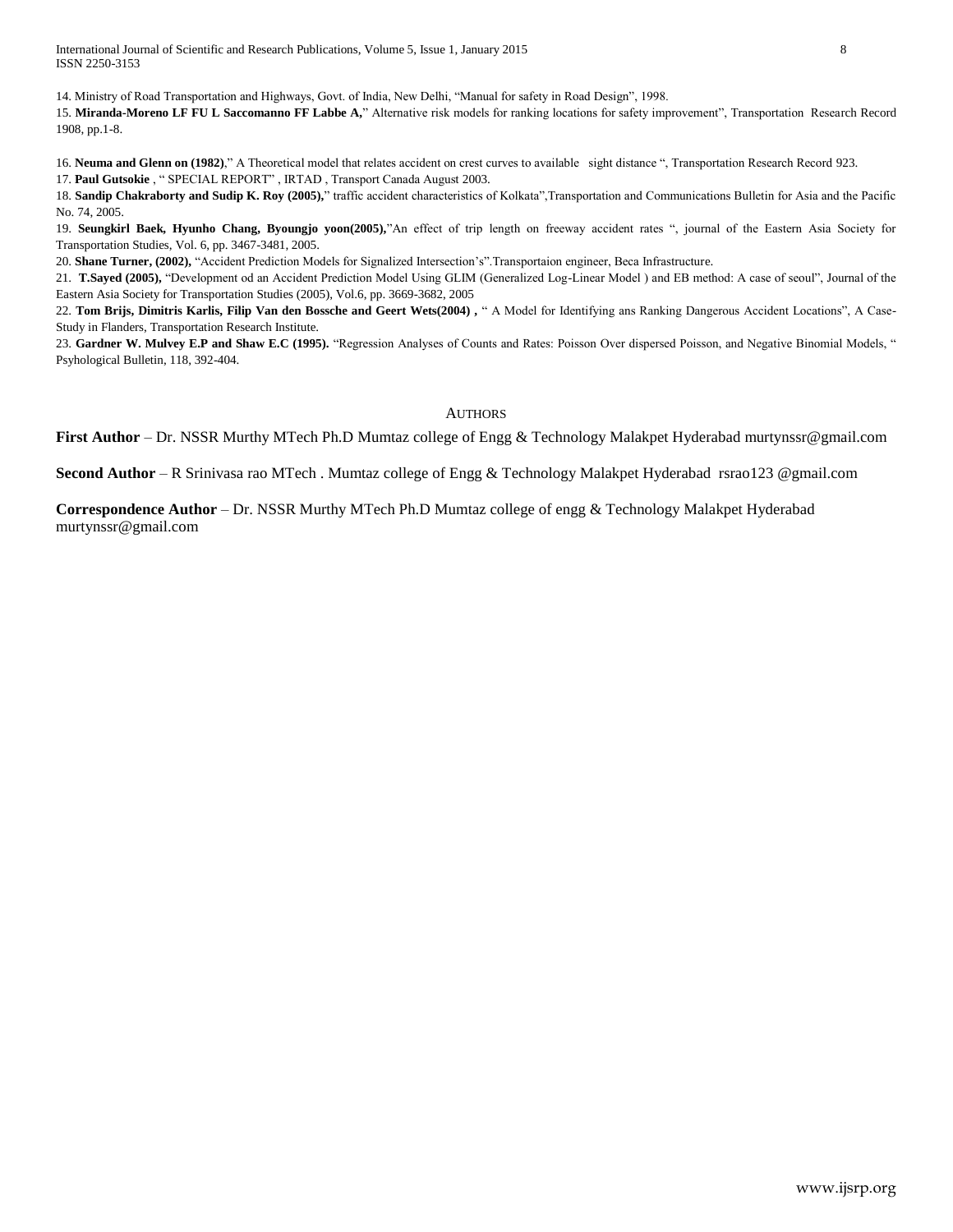14. Ministry of Road Transportation and Highways, Govt. of India, New Delhi, “Manual for safety in Road Design”, 1998.

15. **Miranda-Moreno LF FU L Saccomanno FF Labbe A,**” Alternative risk models for ranking locations for safety improvement”, Transportation Research Record 1908, pp.1-8.

16. **Neuma and Glenn on (1982)**,” A Theoretical model that relates accident on crest curves to available sight distance “, Transportation Research Record 923.

17. **Paul Gutsokie** , “ SPECIAL REPORT” , IRTAD , Transport Canada August 2003.

18. **Sandip Chakraborty and Sudip K. Roy (2005),**” traffic accident characteristics of Kolkata”,Transportation and Communications Bulletin for Asia and the Pacific No. 74, 2005.

19. **Seungkirl Baek, Hyunho Chang, Byoungjo yoon(2005),**”An effect of trip length on freeway accident rates “, journal of the Eastern Asia Society for Transportation Studies, Vol. 6, pp. 3467-3481, 2005.

20. **Shane Turner, (2002),** “Accident Prediction Models for Signalized Intersection’s”.Transportaion engineer, Beca Infrastructure.

21. **T.Sayed (2005),** “Development od an Accident Prediction Model Using GLIM (Generalized Log-Linear Model ) and EB method: A case of seoul”, Journal of the Eastern Asia Society for Transportation Studies (2005), Vol.6, pp. 3669-3682, 2005

22. **Tom Brijs, Dimitris Karlis, Filip Van den Bossche and Geert Wets(2004) ,** “ A Model for Identifying ans Ranking Dangerous Accident Locations”, A Case-Study in Flanders, Transportation Research Institute.

23. **Gardner W. Mulvey E.P and Shaw E.C (1995).** “Regression Analyses of Counts and Rates: Poisson Over dispersed Poisson, and Negative Binomial Models, “ Psyhological Bulletin, 118, 392-404.

## AUTHORS

**First Author** – Dr. NSSR Murthy MTech Ph.D Mumtaz college of Engg & Technology Malakpet Hyderabad murtynssr@gmail.com

**Second Author** – R Srinivasa rao MTech . Mumtaz college of Engg & Technology Malakpet Hyderabad rsrao123 @gmail.com

**Correspondence Author** – Dr. NSSR Murthy MTech Ph.D Mumtaz college of engg & Technology Malakpet Hyderabad murtynssr@gmail.com